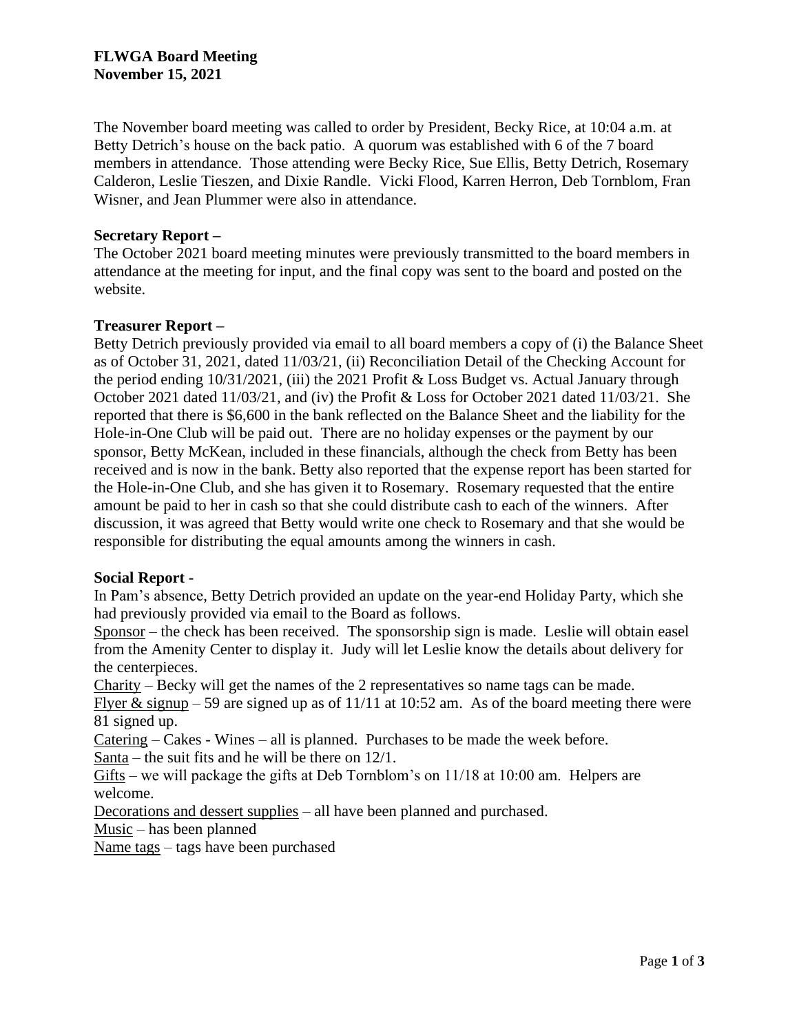**FLWGA Board Meeting**
**November 15, 2021**

The November board meeting was called to order by President, Becky Rice, at 10:04 a.m. at Betty Detrich's house on the back patio. A quorum was established with 6 of the 7 board members in attendance. Those attending were Becky Rice, Sue Ellis, Betty Detrich, Rosemary Calderon, Leslie Tieszen, and Dixie Randle. Vicki Flood, Karren Herron, Deb Tornblom, Fran Wisner, and Jean Plummer were also in attendance.

**Secretary Report –**

The October 2021 board meeting minutes were previously transmitted to the board members in attendance at the meeting for input, and the final copy was sent to the board and posted on the website.

**Treasurer Report –**

Betty Detrich previously provided via email to all board members a copy of (i) the Balance Sheet as of October 31, 2021, dated 11/03/21, (ii) Reconciliation Detail of the Checking Account for the period ending 10/31/2021, (iii) the 2021 Profit & Loss Budget vs. Actual January through October 2021 dated 11/03/21, and (iv) the Profit & Loss for October 2021 dated 11/03/21. She reported that there is $6,600 in the bank reflected on the Balance Sheet and the liability for the Hole-in-One Club will be paid out. There are no holiday expenses or the payment by our sponsor, Betty McKean, included in these financials, although the check from Betty has been received and is now in the bank. Betty also reported that the expense report has been started for the Hole-in-One Club, and she has given it to Rosemary. Rosemary requested that the entire amount be paid to her in cash so that she could distribute cash to each of the winners. After discussion, it was agreed that Betty would write one check to Rosemary and that she would be responsible for distributing the equal amounts among the winners in cash.

**Social Report -**

In Pam's absence, Betty Detrich provided an update on the year-end Holiday Party, which she had previously provided via email to the Board as follows.

Sponsor – the check has been received. The sponsorship sign is made. Leslie will obtain easel from the Amenity Center to display it. Judy will let Leslie know the details about delivery for the centerpieces.

Charity – Becky will get the names of the 2 representatives so name tags can be made.

Flyer & signup – 59 are signed up as of 11/11 at 10:52 am. As of the board meeting there were 81 signed up.

Catering – Cakes - Wines – all is planned. Purchases to be made the week before.

Santa – the suit fits and he will be there on 12/1.

Gifts – we will package the gifts at Deb Tornblom's on 11/18 at 10:00 am. Helpers are welcome.

Decorations and dessert supplies – all have been planned and purchased.

Music – has been planned

Name tags – tags have been purchased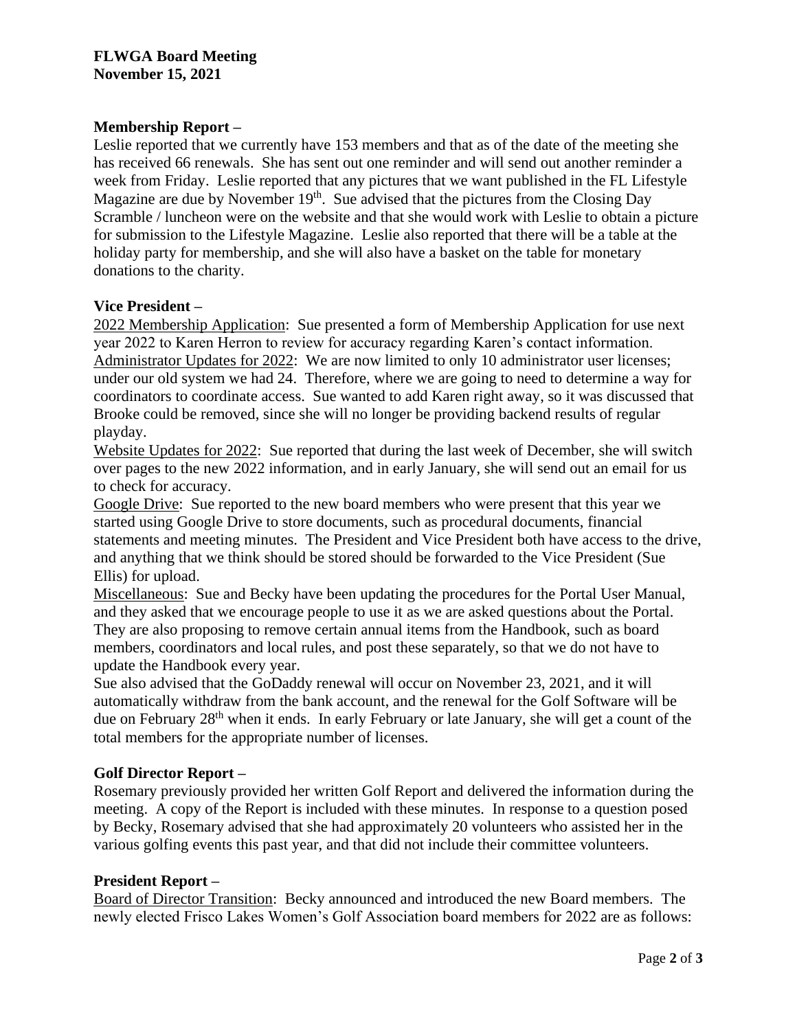**FLWGA Board Meeting**
**November 15, 2021**

**Membership Report –**

Leslie reported that we currently have 153 members and that as of the date of the meeting she has received 66 renewals. She has sent out one reminder and will send out another reminder a week from Friday. Leslie reported that any pictures that we want published in the FL Lifestyle Magazine are due by November 19th. Sue advised that the pictures from the Closing Day Scramble / luncheon were on the website and that she would work with Leslie to obtain a picture for submission to the Lifestyle Magazine. Leslie also reported that there will be a table at the holiday party for membership, and she will also have a basket on the table for monetary donations to the charity.

**Vice President –**

<u>2022 Membership Application</u>: Sue presented a form of Membership Application for use next year 2022 to Karen Herron to review for accuracy regarding Karen's contact information.

<u>Administrator Updates for 2022</u>: We are now limited to only 10 administrator user licenses; under our old system we had 24. Therefore, where we are going to need to determine a way for coordinators to coordinate access. Sue wanted to add Karen right away, so it was discussed that Brooke could be removed, since she will no longer be providing backend results of regular playday.

<u>Website Updates for 2022</u>: Sue reported that during the last week of December, she will switch over pages to the new 2022 information, and in early January, she will send out an email for us to check for accuracy.

<u>Google Drive</u>: Sue reported to the new board members who were present that this year we started using Google Drive to store documents, such as procedural documents, financial statements and meeting minutes. The President and Vice President both have access to the drive, and anything that we think should be stored should be forwarded to the Vice President (Sue Ellis) for upload.

<u>Miscellaneous</u>: Sue and Becky have been updating the procedures for the Portal User Manual, and they asked that we encourage people to use it as we are asked questions about the Portal. They are also proposing to remove certain annual items from the Handbook, such as board members, coordinators and local rules, and post these separately, so that we do not have to update the Handbook every year.

Sue also advised that the GoDaddy renewal will occur on November 23, 2021, and it will automatically withdraw from the bank account, and the renewal for the Golf Software will be due on February 28th when it ends. In early February or late January, she will get a count of the total members for the appropriate number of licenses.

**Golf Director Report –**

Rosemary previously provided her written Golf Report and delivered the information during the meeting. A copy of the Report is included with these minutes. In response to a question posed by Becky, Rosemary advised that she had approximately 20 volunteers who assisted her in the various golfing events this past year, and that did not include their committee volunteers.

**President Report –**

<u>Board of Director Transition</u>: Becky announced and introduced the new Board members. The newly elected Frisco Lakes Women's Golf Association board members for 2022 are as follows: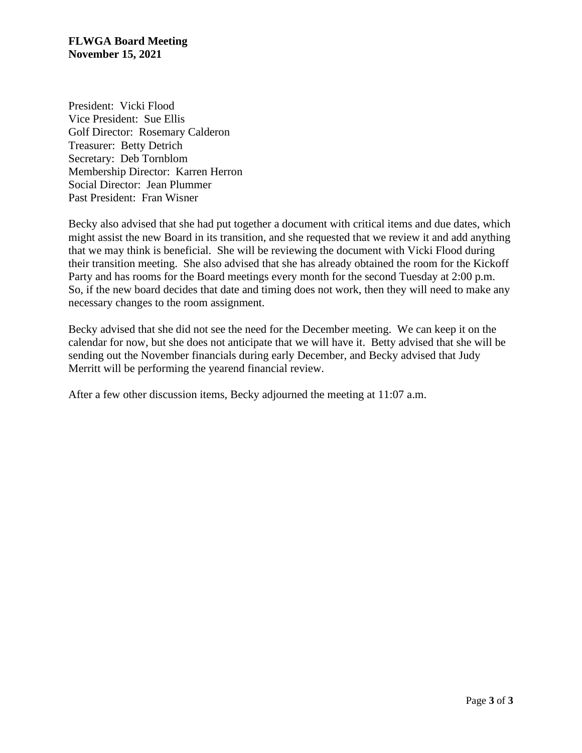**FLWGA Board Meeting**
**November 15, 2021**

President: Vicki Flood
Vice President: Sue Ellis
Golf Director: Rosemary Calderon
Treasurer: Betty Detrich
Secretary: Deb Tornblom
Membership Director: Karren Herron
Social Director: Jean Plummer
Past President: Fran Wisner

Becky also advised that she had put together a document with critical items and due dates, which might assist the new Board in its transition, and she requested that we review it and add anything that we may think is beneficial. She will be reviewing the document with Vicki Flood during their transition meeting. She also advised that she has already obtained the room for the Kickoff Party and has rooms for the Board meetings every month for the second Tuesday at 2:00 p.m. So, if the new board decides that date and timing does not work, then they will need to make any necessary changes to the room assignment.

Becky advised that she did not see the need for the December meeting. We can keep it on the calendar for now, but she does not anticipate that we will have it. Betty advised that she will be sending out the November financials during early December, and Becky advised that Judy Merritt will be performing the yearend financial review.

After a few other discussion items, Becky adjourned the meeting at 11:07 a.m.